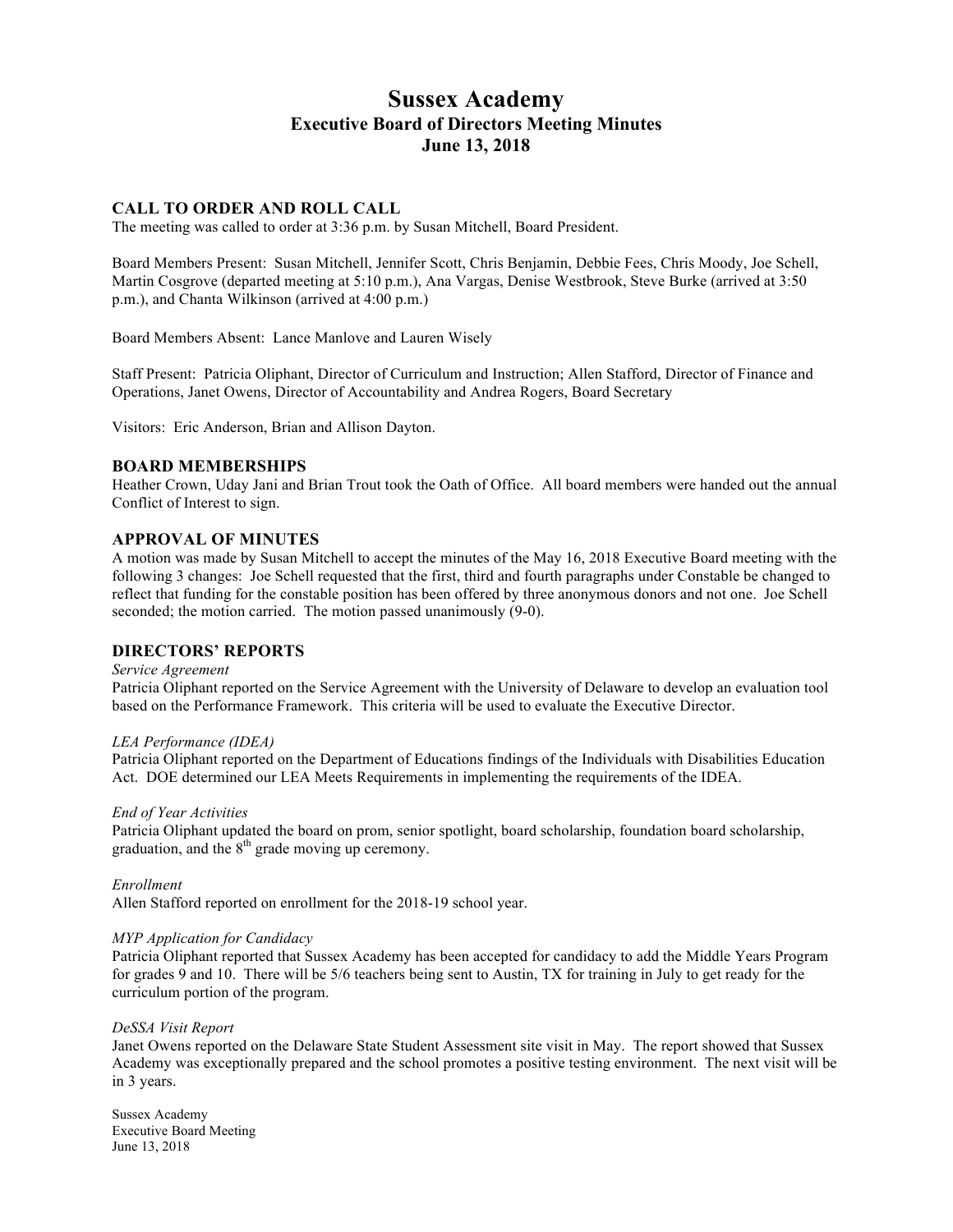# Sussex Academy
## Executive Board of Directors Meeting Minutes
## June 13, 2018

### CALL TO ORDER AND ROLL CALL

The meeting was called to order at 3:36 p.m. by Susan Mitchell, Board President.

Board Members Present: Susan Mitchell, Jennifer Scott, Chris Benjamin, Debbie Fees, Chris Moody, Joe Schell, Martin Cosgrove (departed meeting at 5:10 p.m.), Ana Vargas, Denise Westbrook, Steve Burke (arrived at 3:50 p.m.), and Chanta Wilkinson (arrived at 4:00 p.m.)

Board Members Absent: Lance Manlove and Lauren Wisely

Staff Present: Patricia Oliphant, Director of Curriculum and Instruction; Allen Stafford, Director of Finance and Operations, Janet Owens, Director of Accountability and Andrea Rogers, Board Secretary

Visitors: Eric Anderson, Brian and Allison Dayton.

### BOARD MEMBERSHIPS

Heather Crown, Uday Jani and Brian Trout took the Oath of Office. All board members were handed out the annual Conflict of Interest to sign.

### APPROVAL OF MINUTES

A motion was made by Susan Mitchell to accept the minutes of the May 16, 2018 Executive Board meeting with the following 3 changes: Joe Schell requested that the first, third and fourth paragraphs under Constable be changed to reflect that funding for the constable position has been offered by three anonymous donors and not one. Joe Schell seconded; the motion carried. The motion passed unanimously (9-0).

### DIRECTORS' REPORTS

*Service Agreement*

Patricia Oliphant reported on the Service Agreement with the University of Delaware to develop an evaluation tool based on the Performance Framework. This criteria will be used to evaluate the Executive Director.

*LEA Performance (IDEA)*

Patricia Oliphant reported on the Department of Educations findings of the Individuals with Disabilities Education Act. DOE determined our LEA Meets Requirements in implementing the requirements of the IDEA.

*End of Year Activities*

Patricia Oliphant updated the board on prom, senior spotlight, board scholarship, foundation board scholarship, graduation, and the 8th grade moving up ceremony.

*Enrollment*

Allen Stafford reported on enrollment for the 2018-19 school year.

*MYP Application for Candidacy*

Patricia Oliphant reported that Sussex Academy has been accepted for candidacy to add the Middle Years Program for grades 9 and 10. There will be 5/6 teachers being sent to Austin, TX for training in July to get ready for the curriculum portion of the program.

*DeSSA Visit Report*

Janet Owens reported on the Delaware State Student Assessment site visit in May. The report showed that Sussex Academy was exceptionally prepared and the school promotes a positive testing environment. The next visit will be in 3 years.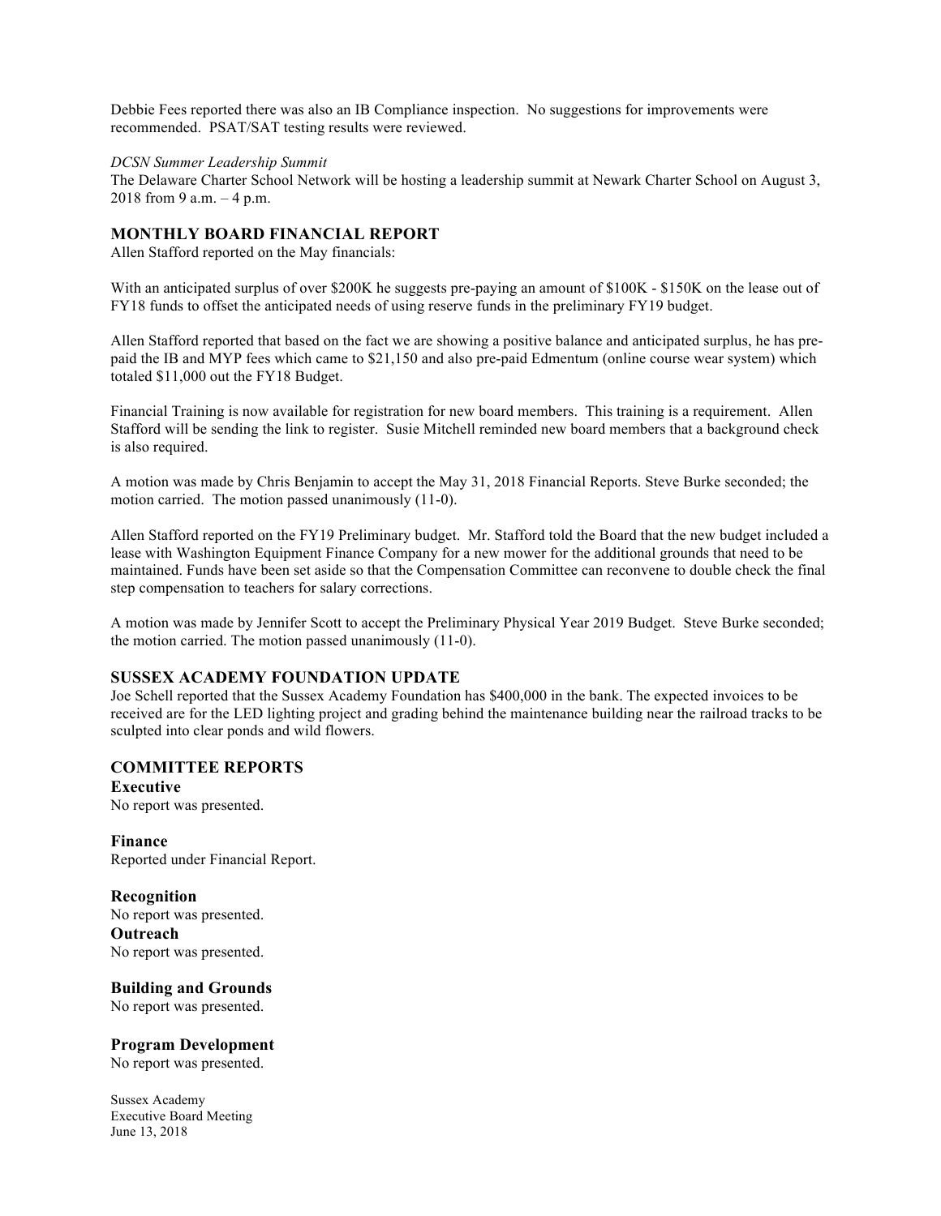Debbie Fees reported there was also an IB Compliance inspection. No suggestions for improvements were recommended. PSAT/SAT testing results were reviewed.

*DCSN Summer Leadership Summit*

The Delaware Charter School Network will be hosting a leadership summit at Newark Charter School on August 3, 2018 from 9 a.m. – 4 p.m.

## MONTHLY BOARD FINANCIAL REPORT

Allen Stafford reported on the May financials:

With an anticipated surplus of over $200K he suggests pre-paying an amount of $100K - $150K on the lease out of FY18 funds to offset the anticipated needs of using reserve funds in the preliminary FY19 budget.

Allen Stafford reported that based on the fact we are showing a positive balance and anticipated surplus, he has pre-paid the IB and MYP fees which came to $21,150 and also pre-paid Edmentum (online course wear system) which totaled $11,000 out the FY18 Budget.

Financial Training is now available for registration for new board members. This training is a requirement. Allen Stafford will be sending the link to register. Susie Mitchell reminded new board members that a background check is also required.

A motion was made by Chris Benjamin to accept the May 31, 2018 Financial Reports. Steve Burke seconded; the motion carried. The motion passed unanimously (11-0).

Allen Stafford reported on the FY19 Preliminary budget. Mr. Stafford told the Board that the new budget included a lease with Washington Equipment Finance Company for a new mower for the additional grounds that need to be maintained. Funds have been set aside so that the Compensation Committee can reconvene to double check the final step compensation to teachers for salary corrections.

A motion was made by Jennifer Scott to accept the Preliminary Physical Year 2019 Budget. Steve Burke seconded; the motion carried. The motion passed unanimously (11-0).

## SUSSEX ACADEMY FOUNDATION UPDATE

Joe Schell reported that the Sussex Academy Foundation has $400,000 in the bank. The expected invoices to be received are for the LED lighting project and grading behind the maintenance building near the railroad tracks to be sculpted into clear ponds and wild flowers.

## COMMITTEE REPORTS

**Executive**

No report was presented.

**Finance**

Reported under Financial Report.

**Recognition**

No report was presented.

**Outreach**

No report was presented.

**Building and Grounds**

No report was presented.

**Program Development**

No report was presented.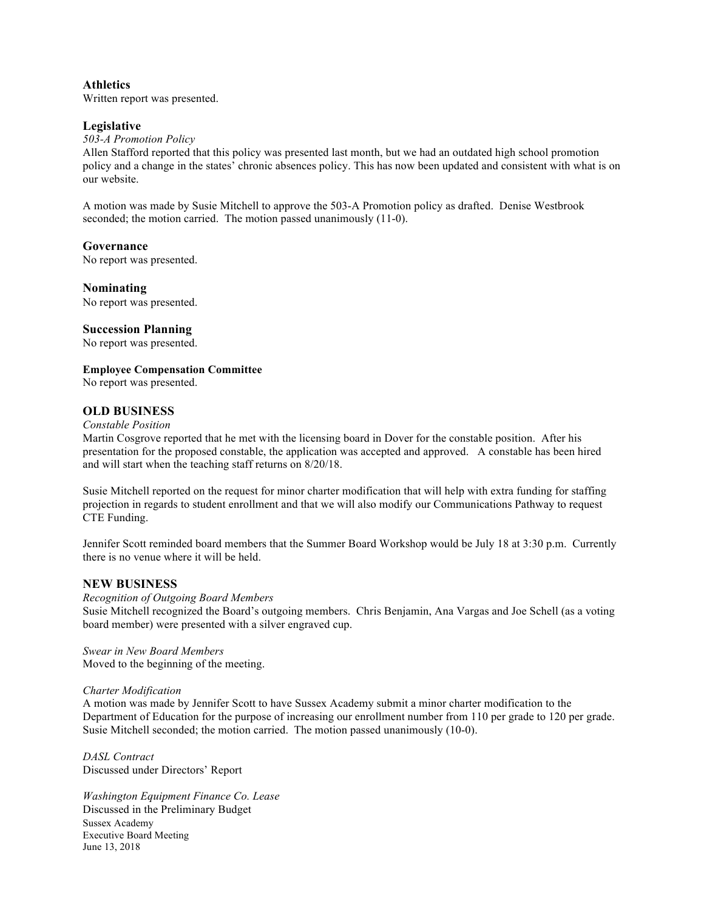## Athletics

Written report was presented.

## Legislative

*503-A Promotion Policy*

Allen Stafford reported that this policy was presented last month, but we had an outdated high school promotion policy and a change in the states' chronic absences policy. This has now been updated and consistent with what is on our website.

A motion was made by Susie Mitchell to approve the 503-A Promotion policy as drafted. Denise Westbrook seconded; the motion carried. The motion passed unanimously (11-0).

## Governance

No report was presented.

## Nominating

No report was presented.

## Succession Planning

No report was presented.

**Employee Compensation Committee**

No report was presented.

## OLD BUSINESS

*Constable Position*

Martin Cosgrove reported that he met with the licensing board in Dover for the constable position. After his presentation for the proposed constable, the application was accepted and approved. A constable has been hired and will start when the teaching staff returns on 8/20/18.

Susie Mitchell reported on the request for minor charter modification that will help with extra funding for staffing projection in regards to student enrollment and that we will also modify our Communications Pathway to request CTE Funding.

Jennifer Scott reminded board members that the Summer Board Workshop would be July 18 at 3:30 p.m. Currently there is no venue where it will be held.

## NEW BUSINESS

*Recognition of Outgoing Board Members*

Susie Mitchell recognized the Board's outgoing members. Chris Benjamin, Ana Vargas and Joe Schell (as a voting board member) were presented with a silver engraved cup.

*Swear in New Board Members*

Moved to the beginning of the meeting.

*Charter Modification*

A motion was made by Jennifer Scott to have Sussex Academy submit a minor charter modification to the Department of Education for the purpose of increasing our enrollment number from 110 per grade to 120 per grade. Susie Mitchell seconded; the motion carried. The motion passed unanimously (10-0).

*DASL Contract*

Discussed under Directors' Report

*Washington Equipment Finance Co. Lease*

Discussed in the Preliminary Budget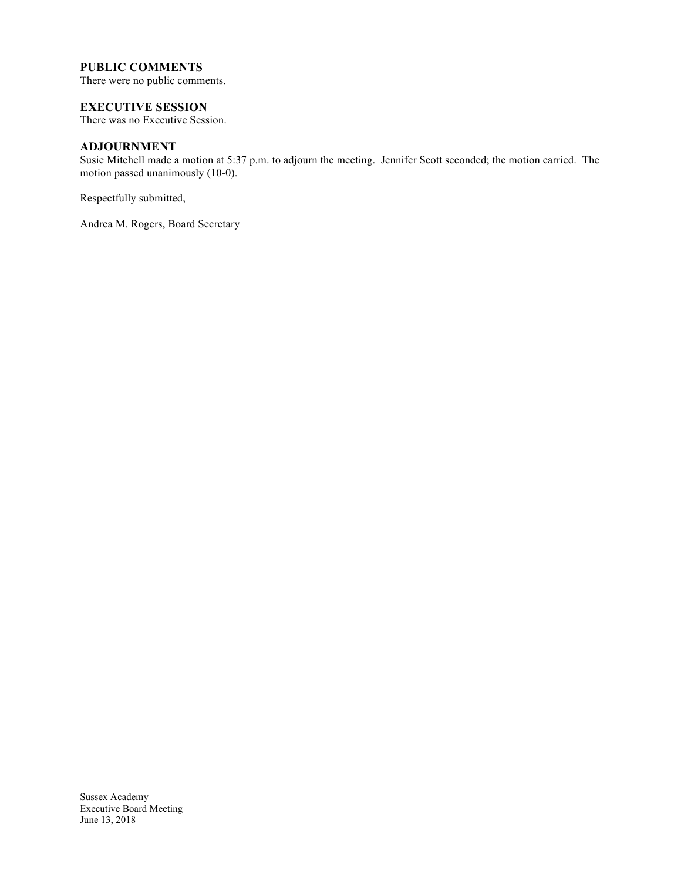## PUBLIC COMMENTS

There were no public comments.

## EXECUTIVE SESSION

There was no Executive Session.

## ADJOURNMENT

Susie Mitchell made a motion at 5:37 p.m. to adjourn the meeting. Jennifer Scott seconded; the motion carried. The motion passed unanimously (10-0).

Respectfully submitted,

Andrea M. Rogers, Board Secretary